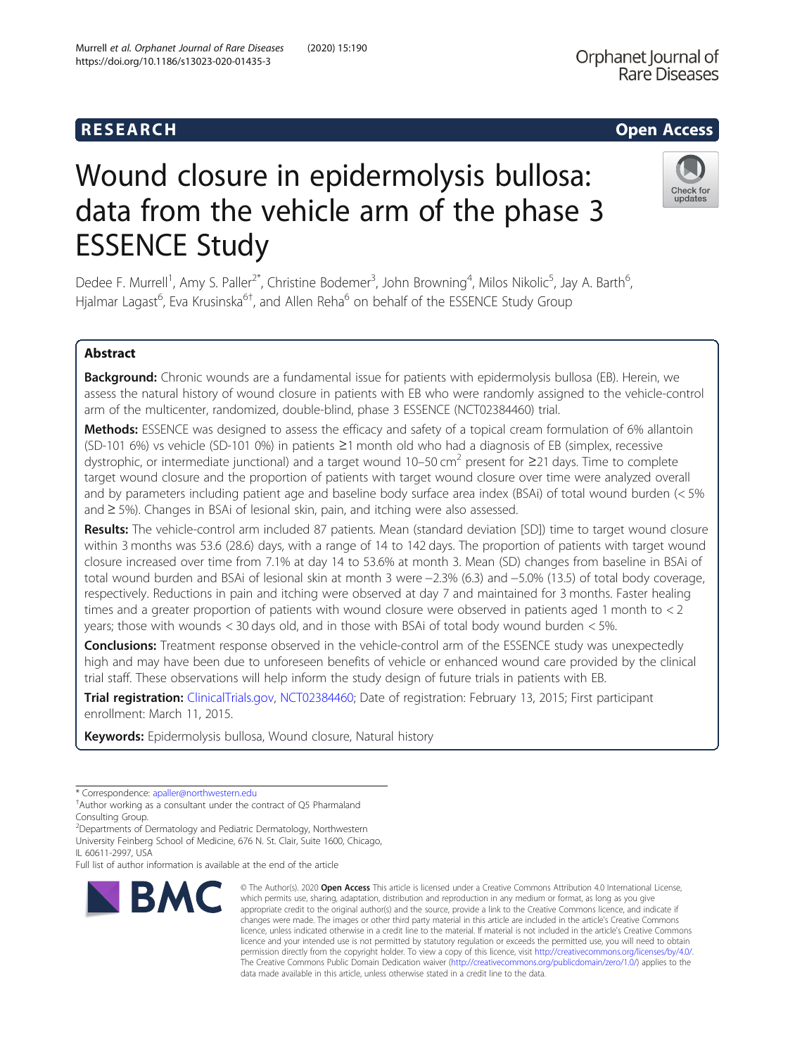RESEARCH

Open Access

# Wound closure in epidermolysis bullosa: data from the vehicle arm of the phase 3 ESSENCE Study

Dedee F. Murrell[1], Amy S. Paller[2*], Christine Bodemer[3], John Browning[4], Milos Nikolic[5], Jay A. Barth[6], Hjalmar Lagast[6], Eva Krusinska[6†], and Allen Reha[6] on behalf of the ESSENCE Study Group

## Abstract

**Background:** Chronic wounds are a fundamental issue for patients with epidermolysis bullosa (EB). Herein, we assess the natural history of wound closure in patients with EB who were randomly assigned to the vehicle-control arm of the multicenter, randomized, double-blind, phase 3 ESSENCE (NCT02384460) trial.

**Methods:** ESSENCE was designed to assess the efficacy and safety of a topical cream formulation of 6% allantoin (SD-101 6%) vs vehicle (SD-101 0%) in patients ≥1 month old who had a diagnosis of EB (simplex, recessive dystrophic, or intermediate junctional) and a target wound 10–50 cm$^2$ present for ≥21 days. Time to complete target wound closure and the proportion of patients with target wound closure over time were analyzed overall and by parameters including patient age and baseline body surface area index (BSAi) of total wound burden (< 5% and ≥ 5%). Changes in BSAi of lesional skin, pain, and itching were also assessed.

**Results:** The vehicle-control arm included 87 patients. Mean (standard deviation [SD]) time to target wound closure within 3 months was 53.6 (28.6) days, with a range of 14 to 142 days. The proportion of patients with target wound closure increased over time from 7.1% at day 14 to 53.6% at month 3. Mean (SD) changes from baseline in BSAi of total wound burden and BSAi of lesional skin at month 3 were −2.3% (6.3) and −5.0% (13.5) of total body coverage, respectively. Reductions in pain and itching were observed at day 7 and maintained for 3 months. Faster healing times and a greater proportion of patients with wound closure were observed in patients aged 1 month to < 2 years; those with wounds < 30 days old, and in those with BSAi of total body wound burden < 5%.

**Conclusions:** Treatment response observed in the vehicle-control arm of the ESSENCE study was unexpectedly high and may have been due to unforeseen benefits of vehicle or enhanced wound care provided by the clinical trial staff. These observations will help inform the study design of future trials in patients with EB.

**Trial registration:** ClinicalTrials.gov, NCT02384460; Date of registration: February 13, 2015; First participant enrollment: March 11, 2015.

**Keywords:** Epidermolysis bullosa, Wound closure, Natural history

---

\* Correspondence: apaller@northwestern.edu

†Author working as a consultant under the contract of Q5 Pharmaland Consulting Group.

[2]Departments of Dermatology and Pediatric Dermatology, Northwestern University Feinberg School of Medicine, 676 N. St. Clair, Suite 1600, Chicago, IL 60611-2997, USA

Full list of author information is available at the end of the article

© The Author(s). 2020 **Open Access** This article is licensed under a Creative Commons Attribution 4.0 International License, which permits use, sharing, adaptation, distribution and reproduction in any medium or format, as long as you give appropriate credit to the original author(s) and the source, provide a link to the Creative Commons licence, and indicate if changes were made. The images or other third party material in this article are included in the article's Creative Commons licence, unless indicated otherwise in a credit line to the material. If material is not included in the article's Creative Commons licence and your intended use is not permitted by statutory regulation or exceeds the permitted use, you will need to obtain permission directly from the copyright holder. To view a copy of this licence, visit http://creativecommons.org/licenses/by/4.0/. The Creative Commons Public Domain Dedication waiver (http://creativecommons.org/publicdomain/zero/1.0/) applies to the data made available in this article, unless otherwise stated in a credit line to the data.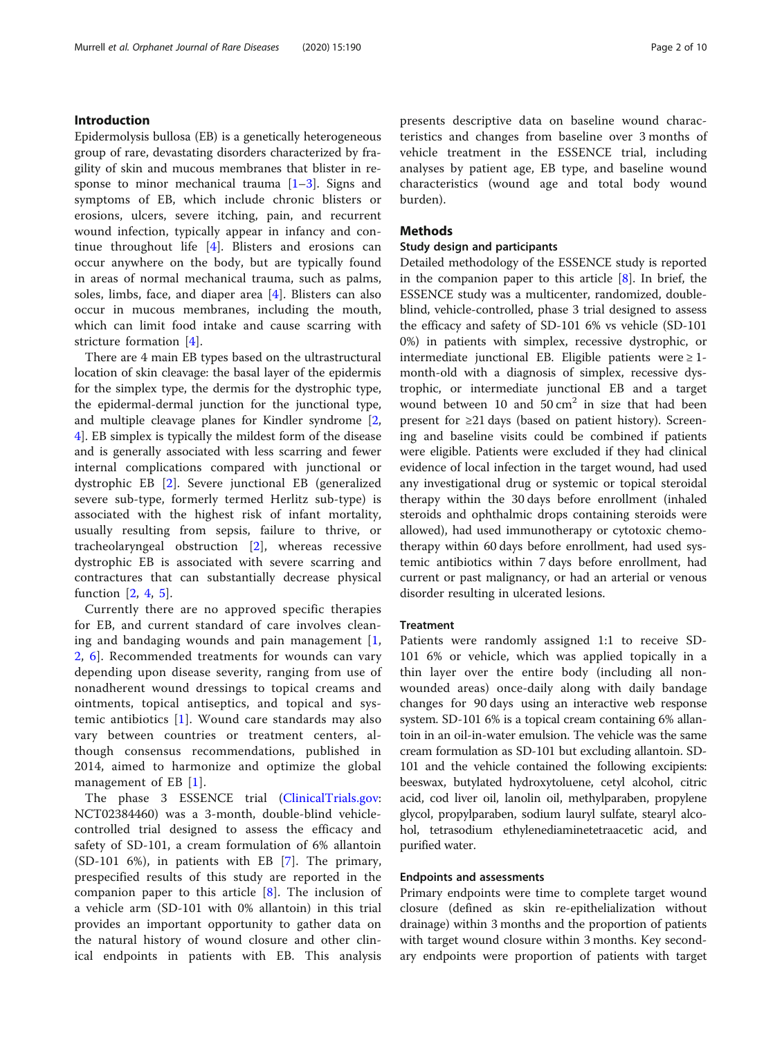## Introduction

Epidermolysis bullosa (EB) is a genetically heterogeneous group of rare, devastating disorders characterized by fragility of skin and mucous membranes that blister in response to minor mechanical trauma [1–3]. Signs and symptoms of EB, which include chronic blisters or erosions, ulcers, severe itching, pain, and recurrent wound infection, typically appear in infancy and continue throughout life [4]. Blisters and erosions can occur anywhere on the body, but are typically found in areas of normal mechanical trauma, such as palms, soles, limbs, face, and diaper area [4]. Blisters can also occur in mucous membranes, including the mouth, which can limit food intake and cause scarring with stricture formation [4].

There are 4 main EB types based on the ultrastructural location of skin cleavage: the basal layer of the epidermis for the simplex type, the dermis for the dystrophic type, the epidermal-dermal junction for the junctional type, and multiple cleavage planes for Kindler syndrome [2, 4]. EB simplex is typically the mildest form of the disease and is generally associated with less scarring and fewer internal complications compared with junctional or dystrophic EB [2]. Severe junctional EB (generalized severe sub-type, formerly termed Herlitz sub-type) is associated with the highest risk of infant mortality, usually resulting from sepsis, failure to thrive, or tracheolaryngeal obstruction [2], whereas recessive dystrophic EB is associated with severe scarring and contractures that can substantially decrease physical function [2, 4, 5].

Currently there are no approved specific therapies for EB, and current standard of care involves cleaning and bandaging wounds and pain management [1, 2, 6]. Recommended treatments for wounds can vary depending upon disease severity, ranging from use of nonadherent wound dressings to topical creams and ointments, topical antiseptics, and topical and systemic antibiotics [1]. Wound care standards may also vary between countries or treatment centers, although consensus recommendations, published in 2014, aimed to harmonize and optimize the global management of EB [1].

The phase 3 ESSENCE trial (ClinicalTrials.gov: NCT02384460) was a 3-month, double-blind vehicle-controlled trial designed to assess the efficacy and safety of SD-101, a cream formulation of 6% allantoin (SD-101 6%), in patients with EB [7]. The primary, prespecified results of this study are reported in the companion paper to this article [8]. The inclusion of a vehicle arm (SD-101 with 0% allantoin) in this trial provides an important opportunity to gather data on the natural history of wound closure and other clinical endpoints in patients with EB. This analysis presents descriptive data on baseline wound characteristics and changes from baseline over 3 months of vehicle treatment in the ESSENCE trial, including analyses by patient age, EB type, and baseline wound characteristics (wound age and total body wound burden).

## Methods

### Study design and participants

Detailed methodology of the ESSENCE study is reported in the companion paper to this article [8]. In brief, the ESSENCE study was a multicenter, randomized, double-blind, vehicle-controlled, phase 3 trial designed to assess the efficacy and safety of SD-101 6% vs vehicle (SD-101 0%) in patients with simplex, recessive dystrophic, or intermediate junctional EB. Eligible patients were ≥ 1-month-old with a diagnosis of simplex, recessive dystrophic, or intermediate junctional EB and a target wound between 10 and 50 $cm^2$ in size that had been present for ≥21 days (based on patient history). Screening and baseline visits could be combined if patients were eligible. Patients were excluded if they had clinical evidence of local infection in the target wound, had used any investigational drug or systemic or topical steroidal therapy within the 30 days before enrollment (inhaled steroids and ophthalmic drops containing steroids were allowed), had used immunotherapy or cytotoxic chemotherapy within 60 days before enrollment, had used systemic antibiotics within 7 days before enrollment, had current or past malignancy, or had an arterial or venous disorder resulting in ulcerated lesions.

### Treatment

Patients were randomly assigned 1:1 to receive SD-101 6% or vehicle, which was applied topically in a thin layer over the entire body (including all non-wounded areas) once-daily along with daily bandage changes for 90 days using an interactive web response system. SD-101 6% is a topical cream containing 6% allantoin in an oil-in-water emulsion. The vehicle was the same cream formulation as SD-101 but excluding allantoin. SD-101 and the vehicle contained the following excipients: beeswax, butylated hydroxytoluene, cetyl alcohol, citric acid, cod liver oil, lanolin oil, methylparaben, propylene glycol, propylparaben, sodium lauryl sulfate, stearyl alcohol, tetrasodium ethylenediaminetetraacetic acid, and purified water.

### Endpoints and assessments

Primary endpoints were time to complete target wound closure (defined as skin re-epithelialization without drainage) within 3 months and the proportion of patients with target wound closure within 3 months. Key secondary endpoints were proportion of patients with target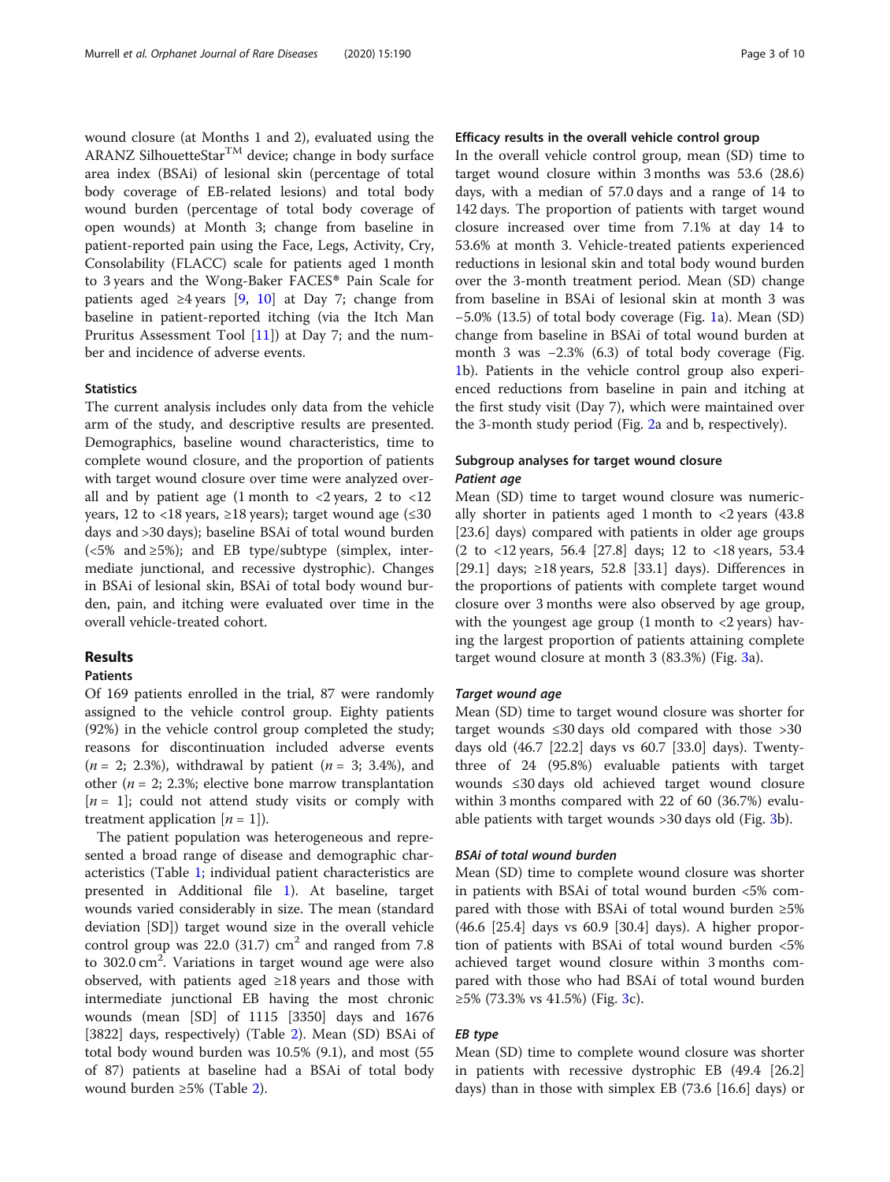wound closure (at Months 1 and 2), evaluated using the ARANZ SilhouetteStar™ device; change in body surface area index (BSAi) of lesional skin (percentage of total body coverage of EB-related lesions) and total body wound burden (percentage of total body coverage of open wounds) at Month 3; change from baseline in patient-reported pain using the Face, Legs, Activity, Cry, Consolability (FLACC) scale for patients aged 1 month to 3 years and the Wong-Baker FACES® Pain Scale for patients aged ≥4 years [9, 10] at Day 7; change from baseline in patient-reported itching (via the Itch Man Pruritus Assessment Tool [11]) at Day 7; and the number and incidence of adverse events.

### Statistics

The current analysis includes only data from the vehicle arm of the study, and descriptive results are presented. Demographics, baseline wound characteristics, time to complete wound closure, and the proportion of patients with target wound closure over time were analyzed overall and by patient age (1 month to <2 years, 2 to <12 years, 12 to <18 years, ≥18 years); target wound age (≤30 days and >30 days); baseline BSAi of total wound burden (<5% and ≥5%); and EB type/subtype (simplex, intermediate junctional, and recessive dystrophic). Changes in BSAi of lesional skin, BSAi of total body wound burden, pain, and itching were evaluated over time in the overall vehicle-treated cohort.

## Results

### Patients

Of 169 patients enrolled in the trial, 87 were randomly assigned to the vehicle control group. Eighty patients (92%) in the vehicle control group completed the study; reasons for discontinuation included adverse events ($n$ = 2; 2.3%), withdrawal by patient ($n$ = 3; 3.4%), and other ($n$ = 2; 2.3%; elective bone marrow transplantation [$n$ = 1]; could not attend study visits or comply with treatment application [$n$ = 1]).

The patient population was heterogeneous and represented a broad range of disease and demographic characteristics (Table 1; individual patient characteristics are presented in Additional file 1). At baseline, target wounds varied considerably in size. The mean (standard deviation [SD]) target wound size in the overall vehicle control group was 22.0 (31.7) cm$^2$ and ranged from 7.8 to 302.0 cm$^2$. Variations in target wound age were also observed, with patients aged ≥18 years and those with intermediate junctional EB having the most chronic wounds (mean [SD] of 1115 [3350] days and 1676 [3822] days, respectively) (Table 2). Mean (SD) BSAi of total body wound burden was 10.5% (9.1), and most (55 of 87) patients at baseline had a BSAi of total body wound burden ≥5% (Table 2).

### Efficacy results in the overall vehicle control group

In the overall vehicle control group, mean (SD) time to target wound closure within 3 months was 53.6 (28.6) days, with a median of 57.0 days and a range of 14 to 142 days. The proportion of patients with target wound closure increased over time from 7.1% at day 14 to 53.6% at month 3. Vehicle-treated patients experienced reductions in lesional skin and total body wound burden over the 3-month treatment period. Mean (SD) change from baseline in BSAi of lesional skin at month 3 was −5.0% (13.5) of total body coverage (Fig. 1a). Mean (SD) change from baseline in BSAi of total wound burden at month 3 was −2.3% (6.3) of total body coverage (Fig. 1b). Patients in the vehicle control group also experienced reductions from baseline in pain and itching at the first study visit (Day 7), which were maintained over the 3-month study period (Fig. 2a and b, respectively).

### Subgroup analyses for target wound closure

#### *Patient age*

Mean (SD) time to target wound closure was numerically shorter in patients aged 1 month to <2 years (43.8 [23.6] days) compared with patients in older age groups (2 to <12 years, 56.4 [27.8] days; 12 to <18 years, 53.4 [29.1] days; ≥18 years, 52.8 [33.1] days). Differences in the proportions of patients with complete target wound closure over 3 months were also observed by age group, with the youngest age group (1 month to <2 years) having the largest proportion of patients attaining complete target wound closure at month 3 (83.3%) (Fig. 3a).

#### *Target wound age*

Mean (SD) time to target wound closure was shorter for target wounds ≤30 days old compared with those >30 days old (46.7 [22.2] days vs 60.7 [33.0] days). Twenty-three of 24 (95.8%) evaluable patients with target wounds ≤30 days old achieved target wound closure within 3 months compared with 22 of 60 (36.7%) evaluable patients with target wounds >30 days old (Fig. 3b).

#### *BSAi of total wound burden*

Mean (SD) time to complete wound closure was shorter in patients with BSAi of total wound burden <5% compared with those with BSAi of total wound burden ≥5% (46.6 [25.4] days vs 60.9 [30.4] days). A higher proportion of patients with BSAi of total wound burden <5% achieved target wound closure within 3 months compared with those who had BSAi of total wound burden ≥5% (73.3% vs 41.5%) (Fig. 3c).

#### *EB type*

Mean (SD) time to complete wound closure was shorter in patients with recessive dystrophic EB (49.4 [26.2] days) than in those with simplex EB (73.6 [16.6] days) or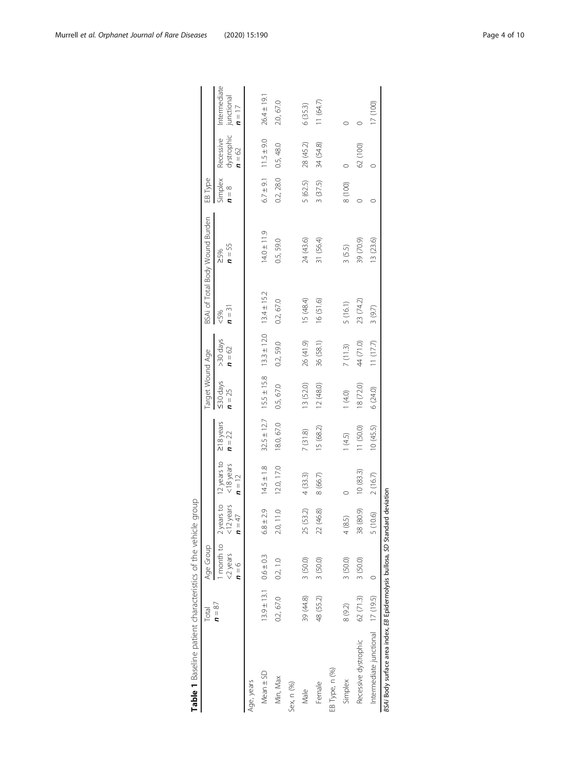**Table 1** Baseline patient characteristics of the vehicle group

| | Total | Age Group | | | | Target Wound Age | | BSAi of Total Body Wound Burden | | EB Type | | |
|---|---|---|---|---|---|---|---|---|---|---|---|---|
| | $n = 87$ | 1 month to <2 years $n = 6$ | 2 years to <12 years $n = 47$ | 12 years to <18 years $n = 12$ | ≥18 years $n = 22$ | ≤30 days $n = 25$ | >30 days $n = 62$ | <5% $n = 31$ | ≥5% $n = 55$ | Simplex $n = 8$ | Recessive dystrophic $n = 62$ | Intermediate junctional $n = 17$ |
| Age, years | | | | | | | | | | | | |
| Mean ± SD | 13.9 ± 13.1 | 0.6 ± 0.3 | 6.8 ± 2.9 | 14.5 ± 1.8 | 32.5 ± 12.7 | 15.5 ± 15.8 | 13.3 ± 12.0 | 13.4 ± 15.2 | 14.0 ± 11.9 | 6.7 ± 9.1 | 11.5 ± 9.0 | 26.4 ± 19.1 |
| Min, Max | 0.2, 67.0 | 0.2, 1.0 | 2.0, 11.0 | 12.0, 17.0 | 18.0, 67.0 | 0.5, 67.0 | 0.2, 59.0 | 0.2, 67.0 | 0.5, 59.0 | 0.2, 28.0 | 0.5, 48.0 | 2.0, 67.0 |
| Sex, n (%) | | | | | | | | | | | | |
| Male | 39 (44.8) | 3 (50.0) | 25 (53.2) | 4 (33.3) | 7 (31.8) | 13 (52.0) | 26 (41.9) | 15 (48.4) | 24 (43.6) | 5 (62.5) | 28 (45.2) | 6 (35.3) |
| Female | 48 (55.2) | 3 (50.0) | 22 (46.8) | 8 (66.7) | 15 (68.2) | 12 (48.0) | 36 (58.1) | 16 (51.6) | 31 (56.4) | 3 (37.5) | 34 (54.8) | 11 (64.7) |
| EB Type, n (%) | | | | | | | | | | | | |
| Simplex | 8 (9.2) | 3 (50.0) | 4 (8.5) | 0 | 1 (4.5) | 1 (4.0) | 7 (11.3) | 5 (16.1) | 3 (5.5) | 8 (100) | 0 | 0 |
| Recessive dystrophic | 62 (71.3) | 3 (50.0) | 38 (80.9) | 10 (83.3) | 11 (50.0) | 18 (72.0) | 44 (71.0) | 23 (74.2) | 39 (70.9) | 0 | 62 (100) | 0 |
| Intermediate junctional | 17 (19.5) | 0 | 5 (10.6) | 2 (16.7) | 10 (45.5) | 6 (24.0) | 11 (17.7) | 3 (9.7) | 13 (23.6) | 0 | 0 | 17 (100) |

*BSAi* Body surface area index, *EB* Epidermolysis bullosa, *SD* Standard deviation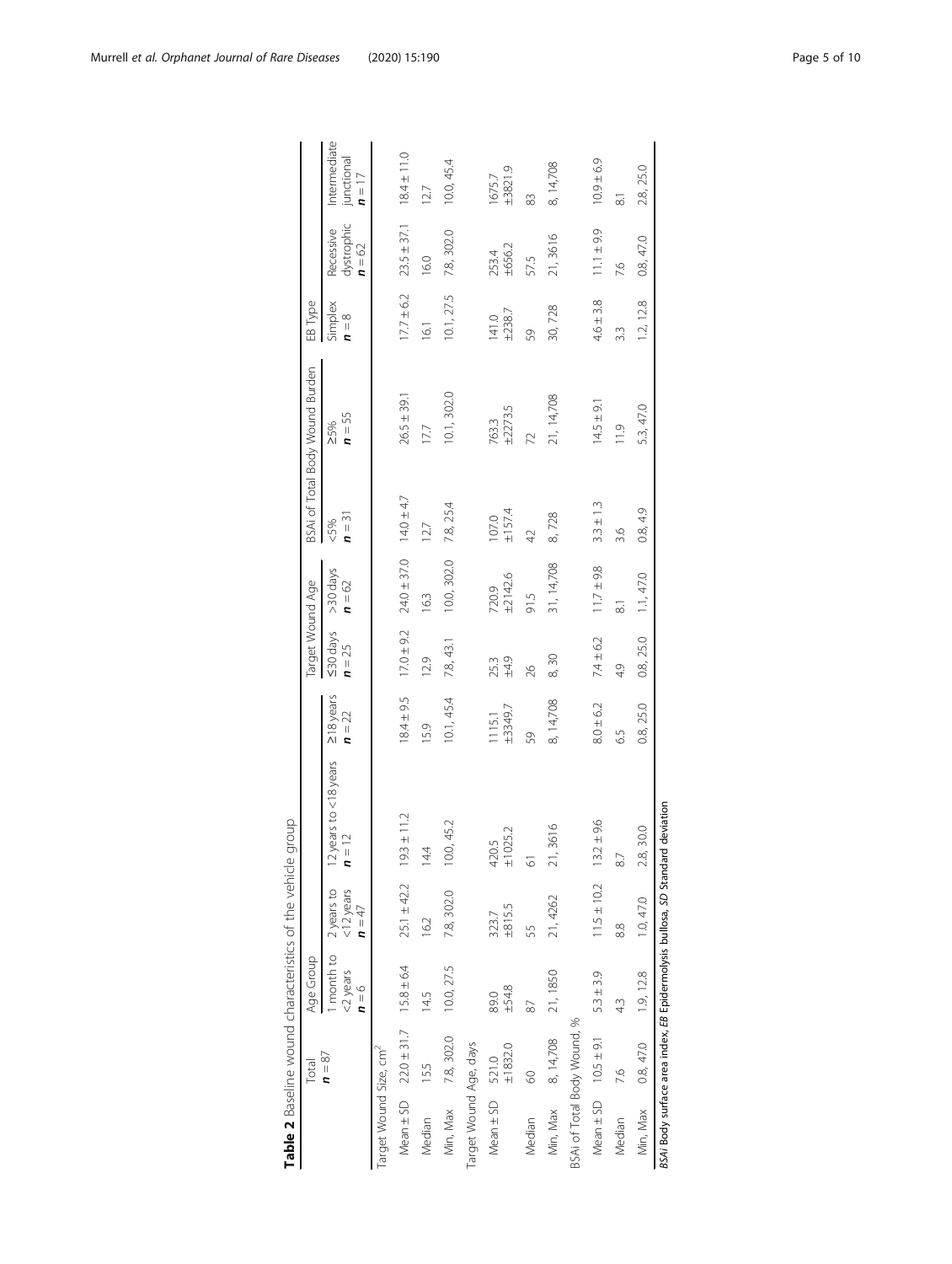**Table 2** Baseline wound characteristics of the vehicle group

| | Total | Age Group | | | | Target Wound Age | | BSAi of Total Body Wound Burden | | EB Type | | |
|---|---|---|---|---|---|---|---|---|---|---|---|---|
| | ***n*** **= 87** | 1 month to <2 years ***n*** **= 6** | 2 years to <12 years ***n*** **= 47** | 12 years to <18 years ***n*** **= 12** | ≥18 years ***n*** **= 22** | ≤30 days ***n*** **= 25** | >30 days ***n*** **= 62** | <5% ***n*** **= 31** | ≥5% ***n*** **= 55** | Simplex ***n*** **= 8** | Recessive dystrophic ***n*** **= 62** | Intermediate junctional ***n*** **= 17** |
| Target Wound Size, cm$^2$ | | | | | | | | | | | | |
| Mean ± SD | 22.0 ± 31.7 | 15.8 ± 6.4 | 25.1 ± 42.2 | 19.3 ± 11.2 | 18.4 ± 9.5 | 17.0 ± 9.2 | 24.0 ± 37.0 | 14.0 ± 4.7 | 26.5 ± 39.1 | 17.7 ± 6.2 | 23.5 ± 37.1 | 18.4 ± 11.0 |
| Median | 15.5 | 14.5 | 16.2 | 14.4 | 15.9 | 12.9 | 16.3 | 12.7 | 17.7 | 16.1 | 16.0 | 12.7 |
| Min, Max | 7.8, 302.0 | 10.0, 27.5 | 7.8, 302.0 | 10.0, 45.2 | 10.1, 45.4 | 7.8, 43.1 | 10.0, 302.0 | 7.8, 25.4 | 10.1, 302.0 | 10.1, 27.5 | 7.8, 302.0 | 10.0, 45.4 |
| Target Wound Age, days | | | | | | | | | | | | |
| Mean ± SD | 521.0 ±1832.0 | 89.0 ±54.8 | 323.7 ±815.5 | 420.5 ±1025.2 | 1115.1 ±3349.7 | 25.3 ±4.9 | 720.9 ±2142.6 | 107.0 ±157.4 | 763.3 ±2273.5 | 141.0 ±238.7 | 253.4 ±656.2 | 1675.7 ±3821.9 |
| Median | 60 | 87 | 55 | 61 | 59 | 26 | 91.5 | 42 | 72 | 59 | 57.5 | 83 |
| Min, Max | 8, 14,708 | 21, 1850 | 21, 4262 | 21, 3616 | 8, 14,708 | 8, 30 | 31, 14,708 | 8, 728 | 21, 14,708 | 30, 728 | 21, 3616 | 8, 14,708 |
| BSAi of Total Body Wound, % | | | | | | | | | | | | |
| Mean ± SD | 10.5 ± 9.1 | 5.3 ± 3.9 | 11.5 ± 10.2 | 13.2 ± 9.6 | 8.0 ± 6.2 | 7.4 ± 6.2 | 11.7 ± 9.8 | 3.3 ± 1.3 | 14.5 ± 9.1 | 4.6 ± 3.8 | 11.1 ± 9.9 | 10.9 ± 6.9 |
| Median | 7.6 | 4.3 | 8.8 | 8.7 | 6.5 | 4.9 | 8.1 | 3.6 | 11.9 | 3.3 | 7.6 | 8.1 |
| Min, Max | 0.8, 47.0 | 1.9, 12.8 | 1.0, 47.0 | 2.8, 30.0 | 0.8, 25.0 | 0.8, 25.0 | 1.1, 47.0 | 0.8, 4.9 | 5.3, 47.0 | 1.2, 12.8 | 0.8, 47.0 | 2.8, 25.0 |

*BSAi* Body surface area index, *EB* Epidermolysis bullosa, *SD* Standard deviation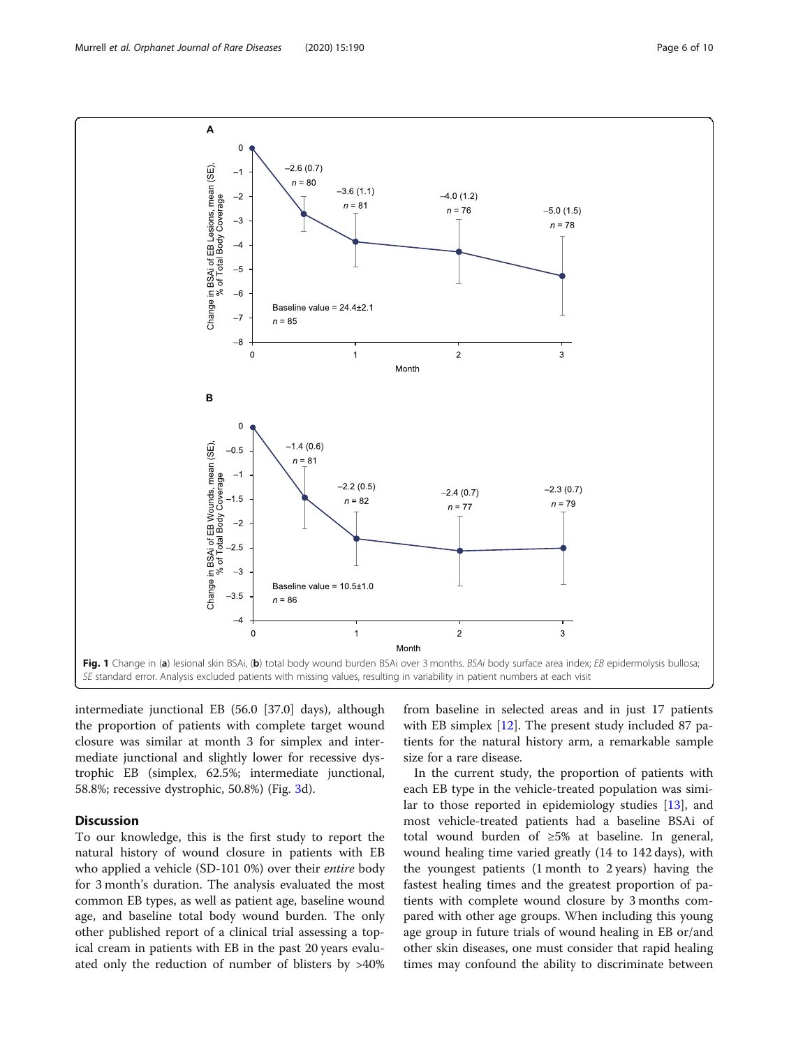Fig. 1 Change in (a) lesional skin BSAi, (b) total body wound burden BSAi over 3 months. *BSAi* body surface area index; *EB* epidermolysis bullosa; *SE* standard error. Analysis excluded patients with missing values, resulting in variability in patient numbers at each visit

intermediate junctional EB (56.0 [37.0] days), although the proportion of patients with complete target wound closure was similar at month 3 for simplex and intermediate junctional and slightly lower for recessive dystrophic EB (simplex, 62.5%; intermediate junctional, 58.8%; recessive dystrophic, 50.8%) (Fig. 3d).

## Discussion

To our knowledge, this is the first study to report the natural history of wound closure in patients with EB who applied a vehicle (SD-101 0%) over their *entire* body for 3 month's duration. The analysis evaluated the most common EB types, as well as patient age, baseline wound age, and baseline total body wound burden. The only other published report of a clinical trial assessing a topical cream in patients with EB in the past 20 years evaluated only the reduction of number of blisters by >40% from baseline in selected areas and in just 17 patients with EB simplex [12]. The present study included 87 patients for the natural history arm, a remarkable sample size for a rare disease.

In the current study, the proportion of patients with each EB type in the vehicle-treated population was similar to those reported in epidemiology studies [13], and most vehicle-treated patients had a baseline BSAi of total wound burden of ≥5% at baseline. In general, wound healing time varied greatly (14 to 142 days), with the youngest patients (1 month to 2 years) having the fastest healing times and the greatest proportion of patients with complete wound closure by 3 months compared with other age groups. When including this young age group in future trials of wound healing in EB or/and other skin diseases, one must consider that rapid healing times may confound the ability to discriminate between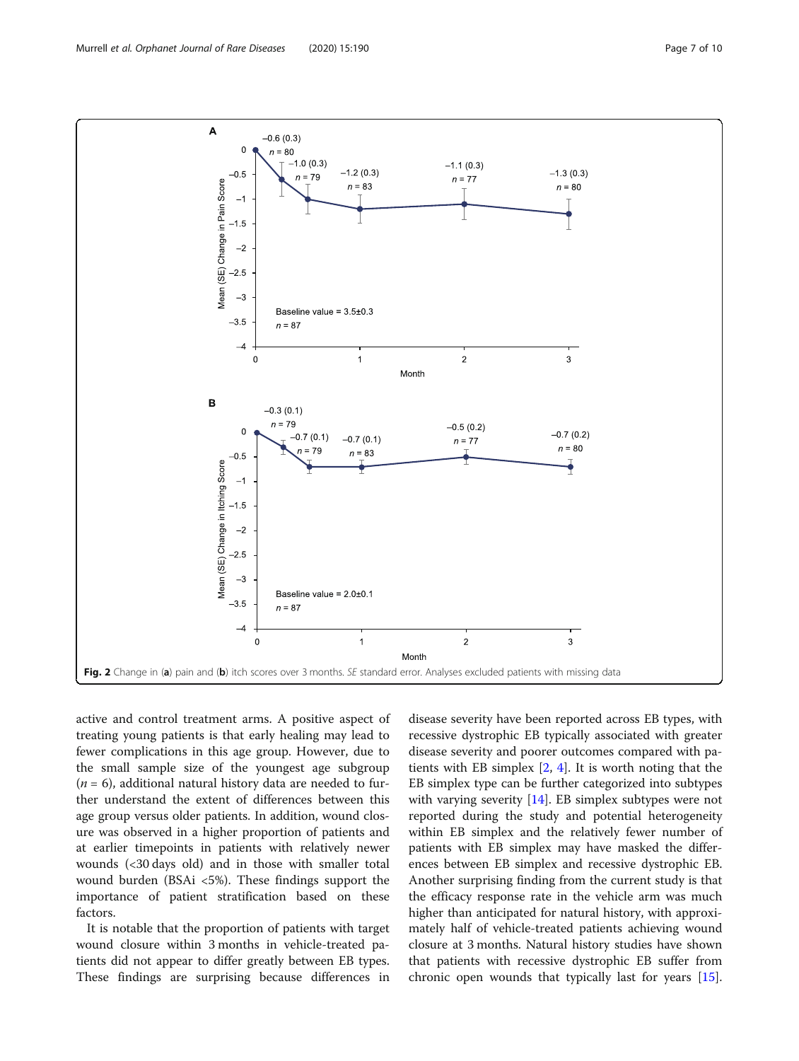Fig. 2 Change in (**a**) pain and (**b**) itch scores over 3 months. *SE* standard error. Analyses excluded patients with missing data

active and control treatment arms. A positive aspect of treating young patients is that early healing may lead to fewer complications in this age group. However, due to the small sample size of the youngest age subgroup ($n = 6$), additional natural history data are needed to further understand the extent of differences between this age group versus older patients. In addition, wound closure was observed in a higher proportion of patients and at earlier timepoints in patients with relatively newer wounds (<30 days old) and in those with smaller total wound burden (BSAi <5%). These findings support the importance of patient stratification based on these factors.

It is notable that the proportion of patients with target wound closure within 3 months in vehicle-treated patients did not appear to differ greatly between EB types. These findings are surprising because differences in disease severity have been reported across EB types, with recessive dystrophic EB typically associated with greater disease severity and poorer outcomes compared with patients with EB simplex [2, 4]. It is worth noting that the EB simplex type can be further categorized into subtypes with varying severity [14]. EB simplex subtypes were not reported during the study and potential heterogeneity within EB simplex and the relatively fewer number of patients with EB simplex may have masked the differences between EB simplex and recessive dystrophic EB. Another surprising finding from the current study is that the efficacy response rate in the vehicle arm was much higher than anticipated for natural history, with approximately half of vehicle-treated patients achieving wound closure at 3 months. Natural history studies have shown that patients with recessive dystrophic EB suffer from chronic open wounds that typically last for years [15].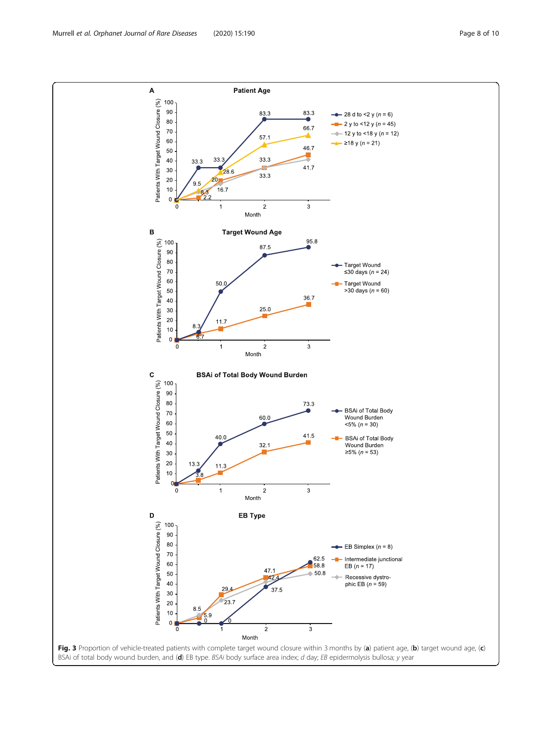**Fig. 3** Proportion of vehicle-treated patients with complete target wound closure within 3 months by (**a**) patient age, (**b**) target wound age, (**c**) BSAi of total body wound burden, and (**d**) EB type. *BSAi* body surface area index; *d* day; *EB* epidermolysis bullosa; *y* year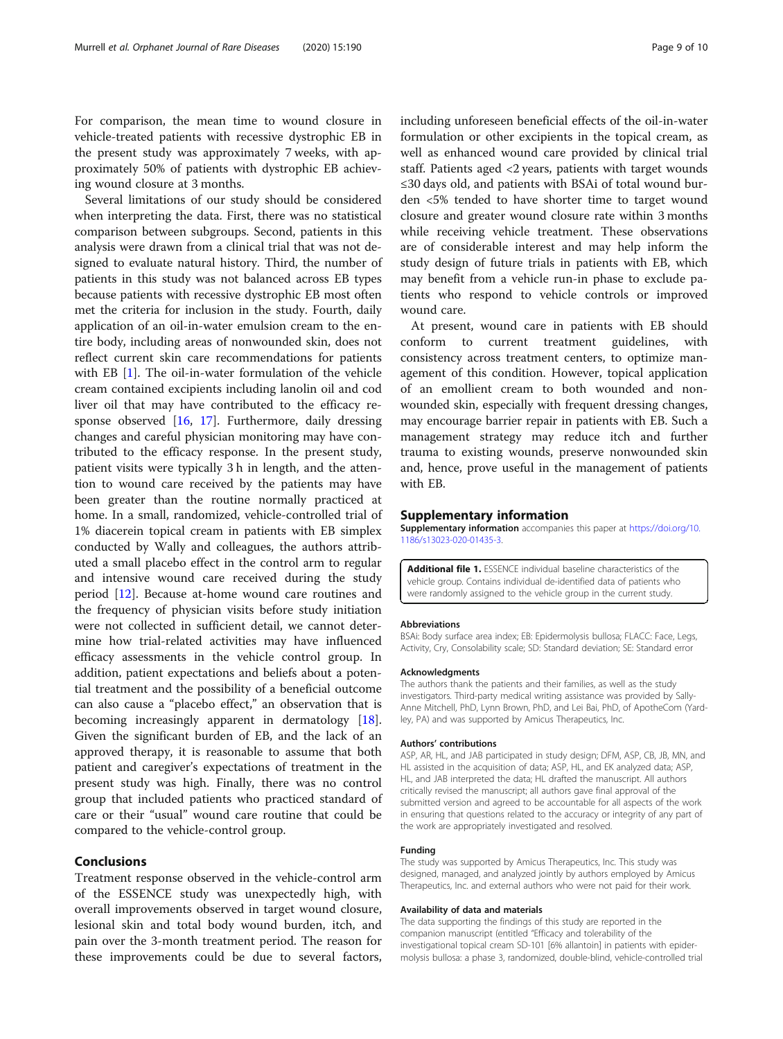For comparison, the mean time to wound closure in vehicle-treated patients with recessive dystrophic EB in the present study was approximately 7 weeks, with approximately 50% of patients with dystrophic EB achieving wound closure at 3 months.

Several limitations of our study should be considered when interpreting the data. First, there was no statistical comparison between subgroups. Second, patients in this analysis were drawn from a clinical trial that was not designed to evaluate natural history. Third, the number of patients in this study was not balanced across EB types because patients with recessive dystrophic EB most often met the criteria for inclusion in the study. Fourth, daily application of an oil-in-water emulsion cream to the entire body, including areas of nonwounded skin, does not reflect current skin care recommendations for patients with EB [1]. The oil-in-water formulation of the vehicle cream contained excipients including lanolin oil and cod liver oil that may have contributed to the efficacy response observed [16, 17]. Furthermore, daily dressing changes and careful physician monitoring may have contributed to the efficacy response. In the present study, patient visits were typically 3 h in length, and the attention to wound care received by the patients may have been greater than the routine normally practiced at home. In a small, randomized, vehicle-controlled trial of 1% diacerein topical cream in patients with EB simplex conducted by Wally and colleagues, the authors attributed a small placebo effect in the control arm to regular and intensive wound care received during the study period [12]. Because at-home wound care routines and the frequency of physician visits before study initiation were not collected in sufficient detail, we cannot determine how trial-related activities may have influenced efficacy assessments in the vehicle control group. In addition, patient expectations and beliefs about a potential treatment and the possibility of a beneficial outcome can also cause a "placebo effect," an observation that is becoming increasingly apparent in dermatology [18]. Given the significant burden of EB, and the lack of an approved therapy, it is reasonable to assume that both patient and caregiver's expectations of treatment in the present study was high. Finally, there was no control group that included patients who practiced standard of care or their "usual" wound care routine that could be compared to the vehicle-control group.

## Conclusions

Treatment response observed in the vehicle-control arm of the ESSENCE study was unexpectedly high, with overall improvements observed in target wound closure, lesional skin and total body wound burden, itch, and pain over the 3-month treatment period. The reason for these improvements could be due to several factors, including unforeseen beneficial effects of the oil-in-water formulation or other excipients in the topical cream, as well as enhanced wound care provided by clinical trial staff. Patients aged <2 years, patients with target wounds ≤30 days old, and patients with BSAi of total wound burden <5% tended to have shorter time to target wound closure and greater wound closure rate within 3 months while receiving vehicle treatment. These observations are of considerable interest and may help inform the study design of future trials in patients with EB, which may benefit from a vehicle run-in phase to exclude patients who respond to vehicle controls or improved wound care.

At present, wound care in patients with EB should conform to current treatment guidelines, with consistency across treatment centers, to optimize management of this condition. However, topical application of an emollient cream to both wounded and nonwounded skin, especially with frequent dressing changes, may encourage barrier repair in patients with EB. Such a management strategy may reduce itch and further trauma to existing wounds, preserve nonwounded skin and, hence, prove useful in the management of patients with EB.

## Supplementary information

**Supplementary information** accompanies this paper at https://doi.org/10.1186/s13023-020-01435-3.

**Additional file 1.** ESSENCE individual baseline characteristics of the vehicle group. Contains individual de-identified data of patients who were randomly assigned to the vehicle group in the current study.

#### Abbreviations

BSAi: Body surface area index; EB: Epidermolysis bullosa; FLACC: Face, Legs, Activity, Cry, Consolability scale; SD: Standard deviation; SE: Standard error

#### Acknowledgments

The authors thank the patients and their families, as well as the study investigators. Third-party medical writing assistance was provided by Sally-Anne Mitchell, PhD, Lynn Brown, PhD, and Lei Bai, PhD, of ApotheCom (Yardley, PA) and was supported by Amicus Therapeutics, Inc.

#### Authors' contributions

ASP, AR, HL, and JAB participated in study design; DFM, ASP, CB, JB, MN, and HL assisted in the acquisition of data; ASP, HL, and EK analyzed data; ASP, HL, and JAB interpreted the data; HL drafted the manuscript. All authors critically revised the manuscript; all authors gave final approval of the submitted version and agreed to be accountable for all aspects of the work in ensuring that questions related to the accuracy or integrity of any part of the work are appropriately investigated and resolved.

#### Funding

The study was supported by Amicus Therapeutics, Inc. This study was designed, managed, and analyzed jointly by authors employed by Amicus Therapeutics, Inc. and external authors who were not paid for their work.

#### Availability of data and materials

The data supporting the findings of this study are reported in the companion manuscript (entitled "Efficacy and tolerability of the investigational topical cream SD-101 [6% allantoin] in patients with epidermolysis bullosa: a phase 3, randomized, double-blind, vehicle-controlled trial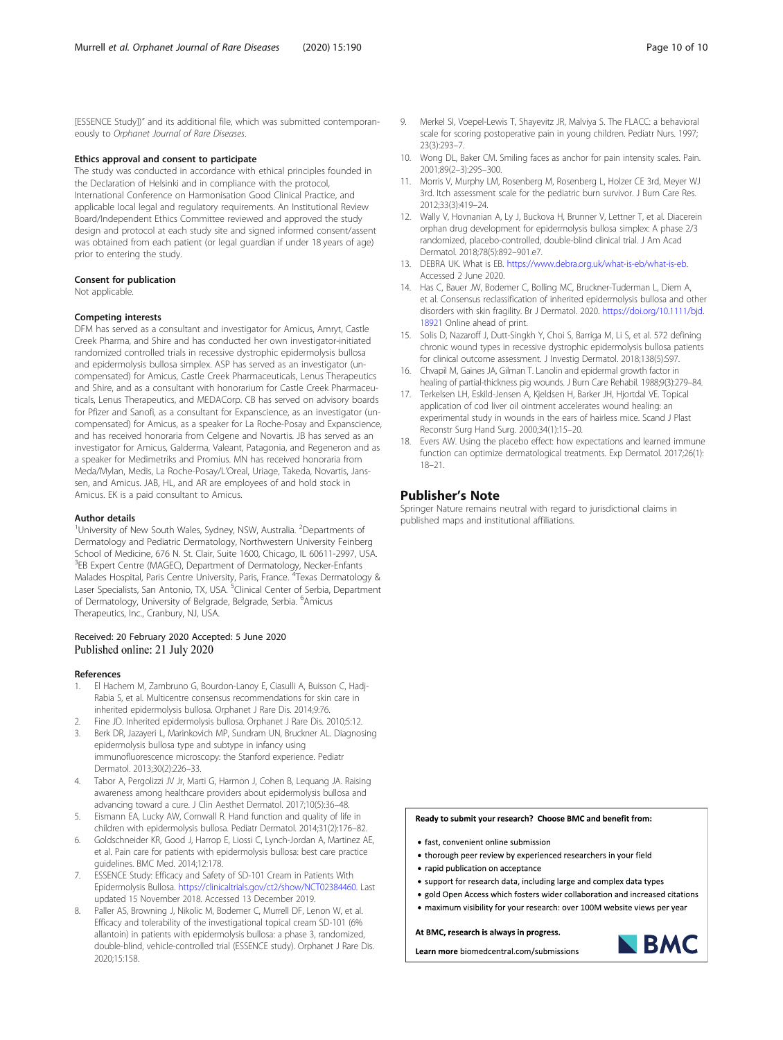[ESSENCE Study])" and its additional file, which was submitted contemporaneously to *Orphanet Journal of Rare Diseases*.

### Ethics approval and consent to participate

The study was conducted in accordance with ethical principles founded in the Declaration of Helsinki and in compliance with the protocol, International Conference on Harmonisation Good Clinical Practice, and applicable local legal and regulatory requirements. An Institutional Review Board/Independent Ethics Committee reviewed and approved the study design and protocol at each study site and signed informed consent/assent was obtained from each patient (or legal guardian if under 18 years of age) prior to entering the study.

### Consent for publication

Not applicable.

### Competing interests

DFM has served as a consultant and investigator for Amicus, Amryt, Castle Creek Pharma, and Shire and has conducted her own investigator-initiated randomized controlled trials in recessive dystrophic epidermolysis bullosa and epidermolysis bullosa simplex. ASP has served as an investigator (uncompensated) for Amicus, Castle Creek Pharmaceuticals, Lenus Therapeutics and Shire, and as a consultant with honorarium for Castle Creek Pharmaceuticals, Lenus Therapeutics, and MEDACorp. CB has served on advisory boards for Pfizer and Sanofi, as a consultant for Expanscience, as an investigator (uncompensated) for Amicus, as a speaker for La Roche-Posay and Expanscience, and has received honoraria from Celgene and Novartis. JB has served as an investigator for Amicus, Galderma, Valeant, Patagonia, and Regeneron and as a speaker for Medimetriks and Promius. MN has received honoraria from Meda/Mylan, Medis, La Roche-Posay/L'Oreal, Uriage, Takeda, Novartis, Janssen, and Amicus. JAB, HL, and AR are employees of and hold stock in Amicus. EK is a paid consultant to Amicus.

### Author details

[1]University of New South Wales, Sydney, NSW, Australia. [2]Departments of Dermatology and Pediatric Dermatology, Northwestern University Feinberg School of Medicine, 676 N. St. Clair, Suite 1600, Chicago, IL 60611-2997, USA. [3]EB Expert Centre (MAGEC), Department of Dermatology, Necker-Enfants Malades Hospital, Paris Centre University, Paris, France. [4]Texas Dermatology & Laser Specialists, San Antonio, TX, USA. [5]Clinical Center of Serbia, Department of Dermatology, University of Belgrade, Belgrade, Serbia. [6]Amicus Therapeutics, Inc., Cranbury, NJ, USA.

Received: 20 February 2020 Accepted: 5 June 2020
Published online: 21 July 2020

### References

1. El Hachem M, Zambruno G, Bourdon-Lanoy E, Ciasulli A, Buisson C, Hadj-Rabia S, et al. Multicentre consensus recommendations for skin care in inherited epidermolysis bullosa. Orphanet J Rare Dis. 2014;9:76.
2. Fine JD. Inherited epidermolysis bullosa. Orphanet J Rare Dis. 2010;5:12.
3. Berk DR, Jazayeri L, Marinkovich MP, Sundram UN, Bruckner AL. Diagnosing epidermolysis bullosa type and subtype in infancy using immunofluorescence microscopy: the Stanford experience. Pediatr Dermatol. 2013;30(2):226–33.
4. Tabor A, Pergolizzi JV Jr, Marti G, Harmon J, Cohen B, Lequang JA. Raising awareness among healthcare providers about epidermolysis bullosa and advancing toward a cure. J Clin Aesthet Dermatol. 2017;10(5):36–48.
5. Eismann EA, Lucky AW, Cornwall R. Hand function and quality of life in children with epidermolysis bullosa. Pediatr Dermatol. 2014;31(2):176–82.
6. Goldschneider KR, Good J, Harrop E, Liossi C, Lynch-Jordan A, Martinez AE, et al. Pain care for patients with epidermolysis bullosa: best care practice guidelines. BMC Med. 2014;12:178.
7. ESSENCE Study: Efficacy and Safety of SD-101 Cream in Patients With Epidermolysis Bullosa. https://clinicaltrials.gov/ct2/show/NCT02384460. Last updated 15 November 2018. Accessed 13 December 2019.
8. Paller AS, Browning J, Nikolic M, Bodemer C, Murrell DF, Lenon W, et al. Efficacy and tolerability of the investigational topical cream SD-101 (6% allantoin) in patients with epidermolysis bullosa: a phase 3, randomized, double-blind, vehicle-controlled trial (ESSENCE study). Orphanet J Rare Dis. 2020;15:158.
9. Merkel SI, Voepel-Lewis T, Shayevitz JR, Malviya S. The FLACC: a behavioral scale for scoring postoperative pain in young children. Pediatr Nurs. 1997; 23(3):293–7.
10. Wong DL, Baker CM. Smiling faces as anchor for pain intensity scales. Pain. 2001;89(2–3):295–300.
11. Morris V, Murphy LM, Rosenberg M, Rosenberg L, Holzer CE 3rd, Meyer WJ 3rd. Itch assessment scale for the pediatric burn survivor. J Burn Care Res. 2012;33(3):419–24.
12. Wally V, Hovnanian A, Ly J, Buckova H, Brunner V, Lettner T, et al. Diacerein orphan drug development for epidermolysis bullosa simplex: A phase 2/3 randomized, placebo-controlled, double-blind clinical trial. J Am Acad Dermatol. 2018;78(5):892–901.e7.
13. DEBRA UK. What is EB. https://www.debra.org.uk/what-is-eb/what-is-eb. Accessed 2 June 2020.
14. Has C, Bauer JW, Bodemer C, Bolling MC, Bruckner-Tuderman L, Diem A, et al. Consensus reclassification of inherited epidermolysis bullosa and other disorders with skin fragility. Br J Dermatol. 2020. https://doi.org/10.1111/bjd.18921 Online ahead of print.
15. Solis D, Nazaroff J, Dutt-Singkh Y, Choi S, Barriga M, Li S, et al. 572 defining chronic wound types in recessive dystrophic epidermolysis bullosa patients for clinical outcome assessment. J Investig Dermatol. 2018;138(5):S97.
16. Chvapil M, Gaines JA, Gilman T. Lanolin and epidermal growth factor in healing of partial-thickness pig wounds. J Burn Care Rehabil. 1988;9(3):279–84.
17. Terkelsen LH, Eskild-Jensen A, Kjeldsen H, Barker JH, Hjortdal VE. Topical application of cod liver oil ointment accelerates wound healing: an experimental study in wounds in the ears of hairless mice. Scand J Plast Reconstr Surg Hand Surg. 2000;34(1):15–20.
18. Evers AW. Using the placebo effect: how expectations and learned immune function can optimize dermatological treatments. Exp Dermatol. 2017;26(1): 18–21.

## Publisher's Note

Springer Nature remains neutral with regard to jurisdictional claims in published maps and institutional affiliations.

**Ready to submit your research? Choose BMC and benefit from:**

- fast, convenient online submission
- thorough peer review by experienced researchers in your field
- rapid publication on acceptance
- support for research data, including large and complex data types
- gold Open Access which fosters wider collaboration and increased citations
- maximum visibility for your research: over 100M website views per year

**At BMC, research is always in progress.**

**Learn more** biomedcentral.com/submissions

BMC